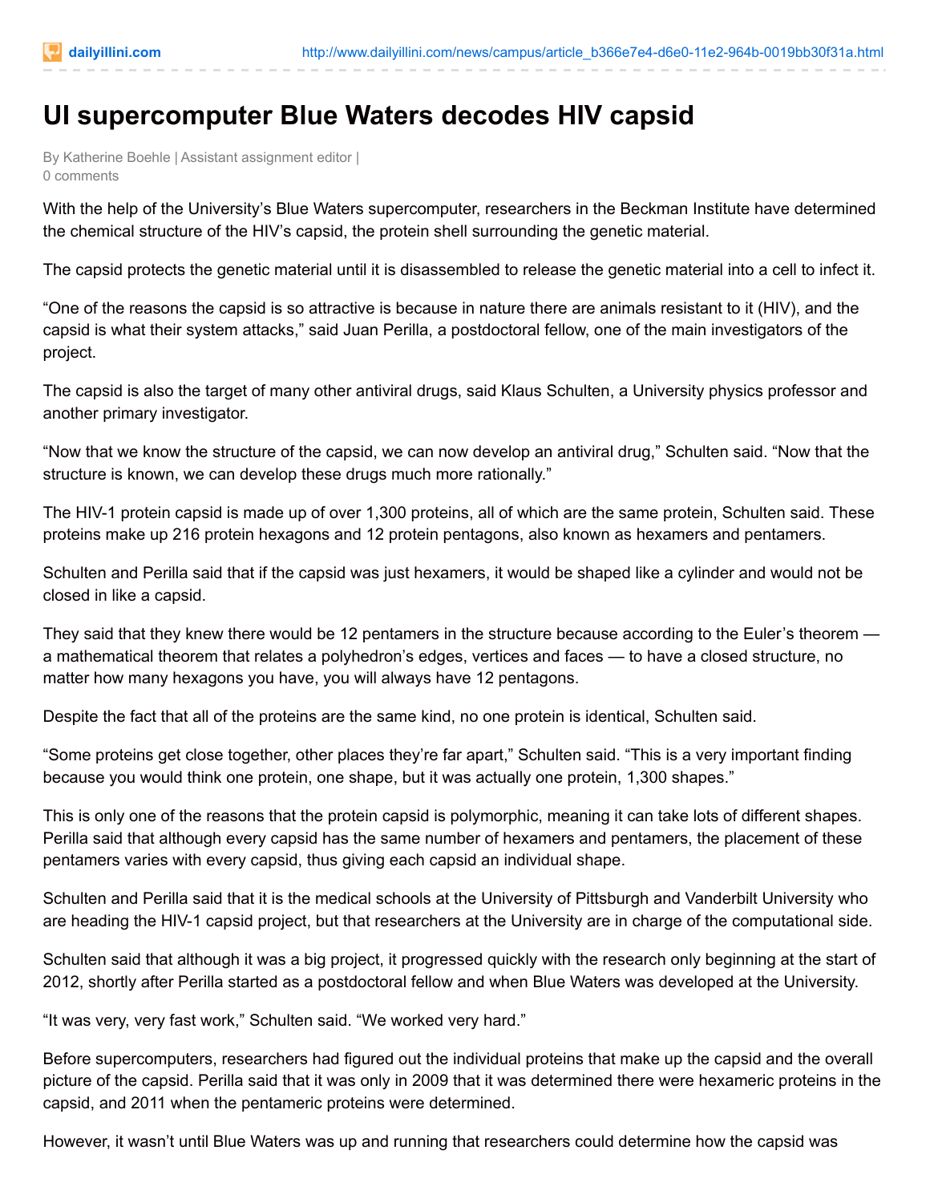# UI supercomputer Blue Waters decodes HIV capsid

By Katherine Boehle | Assistant assignment editor |
0 comments

With the help of the University's Blue Waters supercomputer, researchers in the Beckman Institute have determined the chemical structure of the HIV's capsid, the protein shell surrounding the genetic material.

The capsid protects the genetic material until it is disassembled to release the genetic material into a cell to infect it.

"One of the reasons the capsid is so attractive is because in nature there are animals resistant to it (HIV), and the capsid is what their system attacks," said Juan Perilla, a postdoctoral fellow, one of the main investigators of the project.

The capsid is also the target of many other antiviral drugs, said Klaus Schulten, a University physics professor and another primary investigator.

"Now that we know the structure of the capsid, we can now develop an antiviral drug," Schulten said. "Now that the structure is known, we can develop these drugs much more rationally."

The HIV-1 protein capsid is made up of over 1,300 proteins, all of which are the same protein, Schulten said. These proteins make up 216 protein hexagons and 12 protein pentagons, also known as hexamers and pentamers.

Schulten and Perilla said that if the capsid was just hexamers, it would be shaped like a cylinder and would not be closed in like a capsid.

They said that they knew there would be 12 pentamers in the structure because according to the Euler's theorem — a mathematical theorem that relates a polyhedron's edges, vertices and faces — to have a closed structure, no matter how many hexagons you have, you will always have 12 pentagons.

Despite the fact that all of the proteins are the same kind, no one protein is identical, Schulten said.

"Some proteins get close together, other places they're far apart," Schulten said. "This is a very important finding because you would think one protein, one shape, but it was actually one protein, 1,300 shapes."

This is only one of the reasons that the protein capsid is polymorphic, meaning it can take lots of different shapes. Perilla said that although every capsid has the same number of hexamers and pentamers, the placement of these pentamers varies with every capsid, thus giving each capsid an individual shape.

Schulten and Perilla said that it is the medical schools at the University of Pittsburgh and Vanderbilt University who are heading the HIV-1 capsid project, but that researchers at the University are in charge of the computational side.

Schulten said that although it was a big project, it progressed quickly with the research only beginning at the start of 2012, shortly after Perilla started as a postdoctoral fellow and when Blue Waters was developed at the University.

"It was very, very fast work," Schulten said. "We worked very hard."

Before supercomputers, researchers had figured out the individual proteins that make up the capsid and the overall picture of the capsid. Perilla said that it was only in 2009 that it was determined there were hexameric proteins in the capsid, and 2011 when the pentameric proteins were determined.

However, it wasn't until Blue Waters was up and running that researchers could determine how the capsid was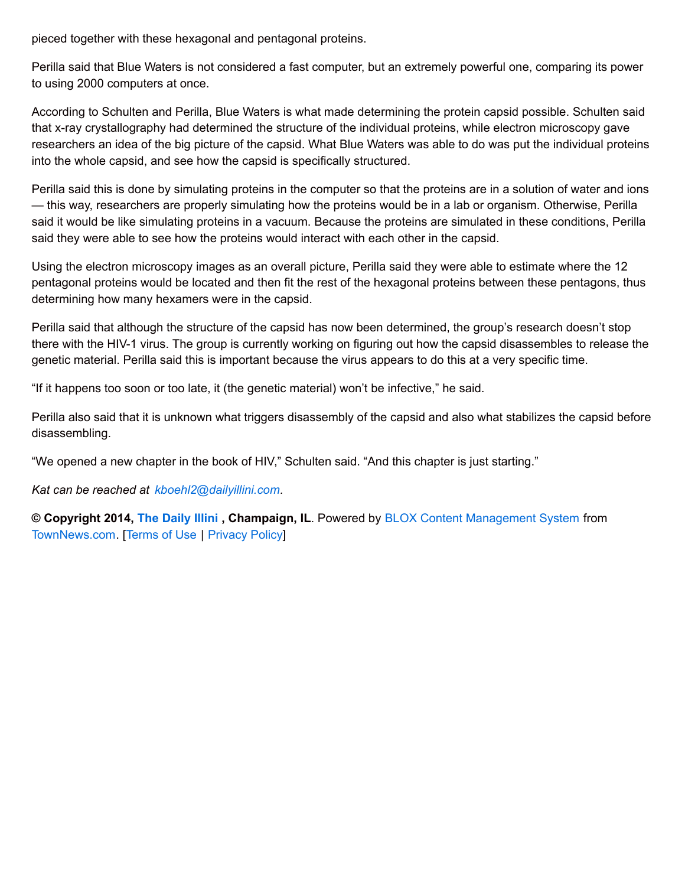pieced together with these hexagonal and pentagonal proteins.

Perilla said that Blue Waters is not considered a fast computer, but an extremely powerful one, comparing its power to using 2000 computers at once.

According to Schulten and Perilla, Blue Waters is what made determining the protein capsid possible. Schulten said that x-ray crystallography had determined the structure of the individual proteins, while electron microscopy gave researchers an idea of the big picture of the capsid. What Blue Waters was able to do was put the individual proteins into the whole capsid, and see how the capsid is specifically structured.

Perilla said this is done by simulating proteins in the computer so that the proteins are in a solution of water and ions — this way, researchers are properly simulating how the proteins would be in a lab or organism. Otherwise, Perilla said it would be like simulating proteins in a vacuum. Because the proteins are simulated in these conditions, Perilla said they were able to see how the proteins would interact with each other in the capsid.

Using the electron microscopy images as an overall picture, Perilla said they were able to estimate where the 12 pentagonal proteins would be located and then fit the rest of the hexagonal proteins between these pentagons, thus determining how many hexamers were in the capsid.

Perilla said that although the structure of the capsid has now been determined, the group's research doesn't stop there with the HIV-1 virus. The group is currently working on figuring out how the capsid disassembles to release the genetic material. Perilla said this is important because the virus appears to do this at a very specific time.

"If it happens too soon or too late, it (the genetic material) won't be infective," he said.

Perilla also said that it is unknown what triggers disassembly of the capsid and also what stabilizes the capsid before disassembling.

"We opened a new chapter in the book of HIV," Schulten said. "And this chapter is just starting."

*Kat can be reached at kboehl2@dailyillini.com.*

**© Copyright 2014, The Daily Illini , Champaign, IL**. Powered by BLOX Content Management System from TownNews.com. [Terms of Use | Privacy Policy]